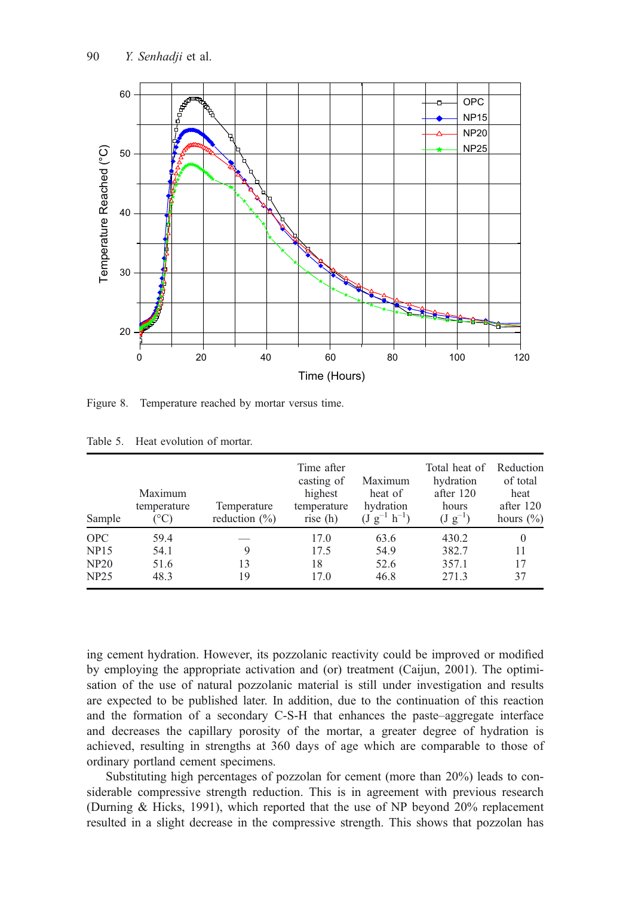Figure 8. Temperature reached by mortar versus time.

Table 5. Heat evolution of mortar.

| Sample | Maximum temperature (°C) | Temperature reduction (%) | Time after casting of highest temperature rise (h) | Maximum heat of hydration ($J\ g^{-1}\ h^{-1}$) | Total heat of hydration after 120 hours ($J\ g^{-1}$) | Reduction of total heat after 120 hours (%) |
|---|---|---|---|---|---|---|
| OPC | 59.4 | — | 17.0 | 63.6 | 430.2 | 0 |
| NP15 | 54.1 | 9 | 17.5 | 54.9 | 382.7 | 11 |
| NP20 | 51.6 | 13 | 18 | 52.6 | 357.1 | 17 |
| NP25 | 48.3 | 19 | 17.0 | 46.8 | 271.3 | 37 |

ing cement hydration. However, its pozzolanic reactivity could be improved or modified by employing the appropriate activation and (or) treatment (Caijun, 2001). The optimisation of the use of natural pozzolanic material is still under investigation and results are expected to be published later. In addition, due to the continuation of this reaction and the formation of a secondary C-S-H that enhances the paste–aggregate interface and decreases the capillary porosity of the mortar, a greater degree of hydration is achieved, resulting in strengths at 360 days of age which are comparable to those of ordinary portland cement specimens.

Substituting high percentages of pozzolan for cement (more than 20%) leads to considerable compressive strength reduction. This is in agreement with previous research (Durning & Hicks, 1991), which reported that the use of NP beyond 20% replacement resulted in a slight decrease in the compressive strength. This shows that pozzolan has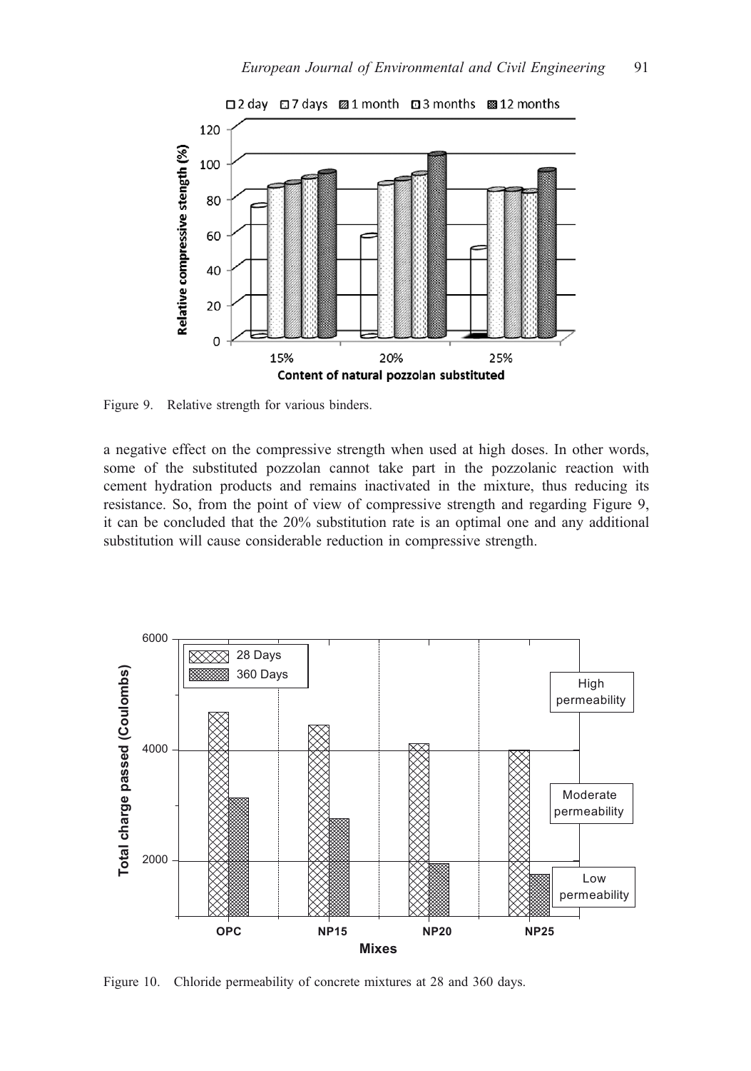Figure 9. Relative strength for various binders.

a negative effect on the compressive strength when used at high doses. In other words, some of the substituted pozzolan cannot take part in the pozzolanic reaction with cement hydration products and remains inactivated in the mixture, thus reducing its resistance. So, from the point of view of compressive strength and regarding Figure 9, it can be concluded that the 20% substitution rate is an optimal one and any additional substitution will cause considerable reduction in compressive strength.

Figure 10. Chloride permeability of concrete mixtures at 28 and 360 days.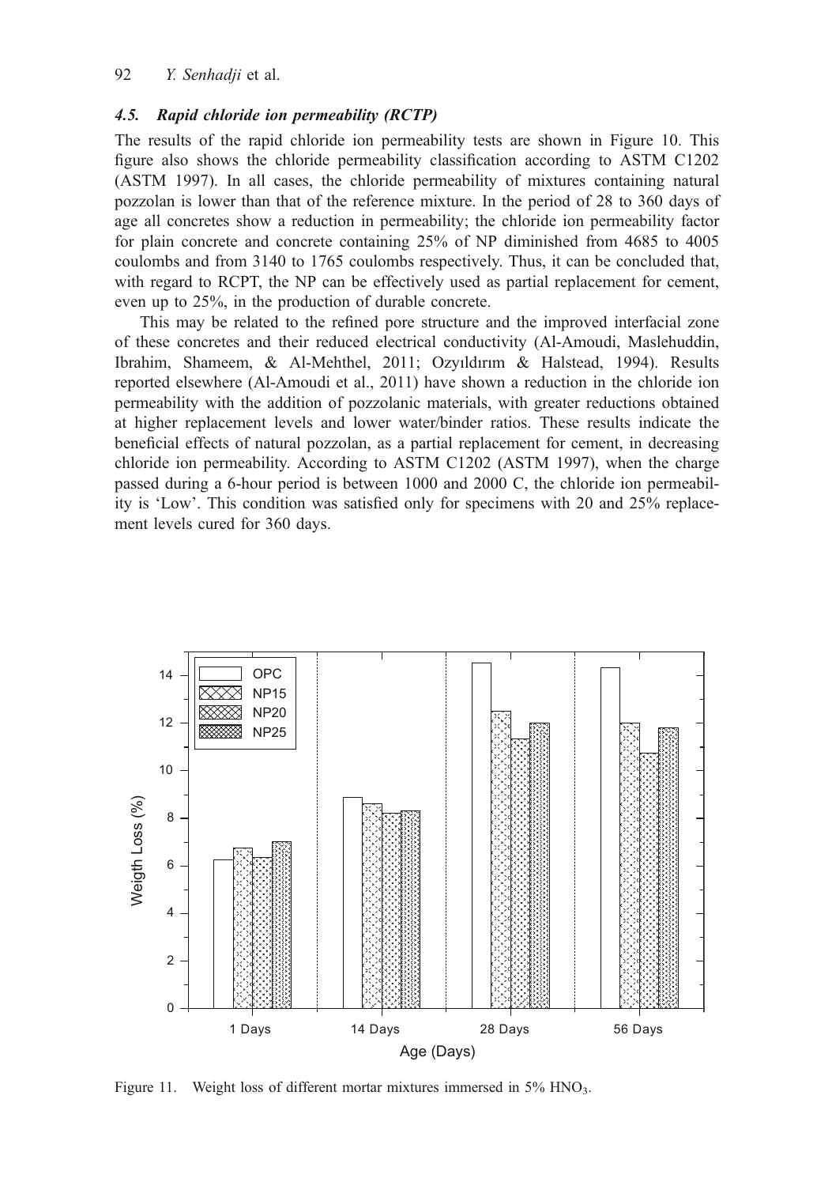### 4.5. Rapid chloride ion permeability (RCTP)

The results of the rapid chloride ion permeability tests are shown in Figure 10. This figure also shows the chloride permeability classification according to ASTM C1202 (ASTM 1997). In all cases, the chloride permeability of mixtures containing natural pozzolan is lower than that of the reference mixture. In the period of 28 to 360 days of age all concretes show a reduction in permeability; the chloride ion permeability factor for plain concrete and concrete containing 25% of NP diminished from 4685 to 4005 coulombs and from 3140 to 1765 coulombs respectively. Thus, it can be concluded that, with regard to RCPT, the NP can be effectively used as partial replacement for cement, even up to 25%, in the production of durable concrete.

This may be related to the refined pore structure and the improved interfacial zone of these concretes and their reduced electrical conductivity (Al-Amoudi, Maslehuddin, Ibrahim, Shameem, & Al-Mehthel, 2011; Ozyıldırım & Halstead, 1994). Results reported elsewhere (Al-Amoudi et al., 2011) have shown a reduction in the chloride ion permeability with the addition of pozzolanic materials, with greater reductions obtained at higher replacement levels and lower water/binder ratios. These results indicate the beneficial effects of natural pozzolan, as a partial replacement for cement, in decreasing chloride ion permeability. According to ASTM C1202 (ASTM 1997), when the charge passed during a 6-hour period is between 1000 and 2000 C, the chloride ion permeability is 'Low'. This condition was satisfied only for specimens with 20 and 25% replacement levels cured for 360 days.

Figure 11. Weight loss of different mortar mixtures immersed in 5% $HNO_3$.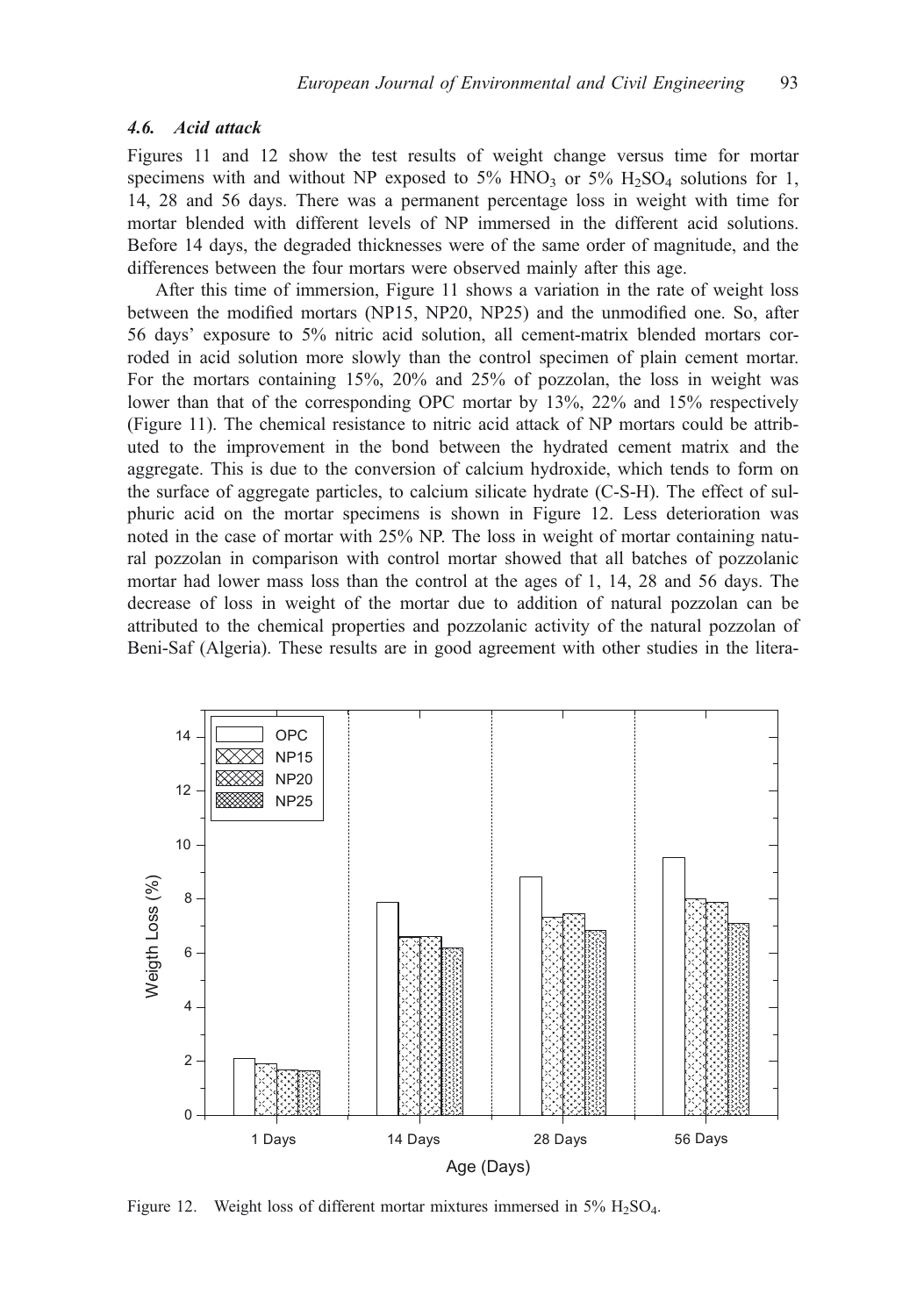### 4.6. Acid attack

Figures 11 and 12 show the test results of weight change versus time for mortar specimens with and without NP exposed to 5% $HNO_3$ or 5% $H_2SO_4$ solutions for 1, 14, 28 and 56 days. There was a permanent percentage loss in weight with time for mortar blended with different levels of NP immersed in the different acid solutions. Before 14 days, the degraded thicknesses were of the same order of magnitude, and the differences between the four mortars were observed mainly after this age.

After this time of immersion, Figure 11 shows a variation in the rate of weight loss between the modified mortars (NP15, NP20, NP25) and the unmodified one. So, after 56 days' exposure to 5% nitric acid solution, all cement-matrix blended mortars corroded in acid solution more slowly than the control specimen of plain cement mortar. For the mortars containing 15%, 20% and 25% of pozzolan, the loss in weight was lower than that of the corresponding OPC mortar by 13%, 22% and 15% respectively (Figure 11). The chemical resistance to nitric acid attack of NP mortars could be attributed to the improvement in the bond between the hydrated cement matrix and the aggregate. This is due to the conversion of calcium hydroxide, which tends to form on the surface of aggregate particles, to calcium silicate hydrate (C-S-H). The effect of sulphuric acid on the mortar specimens is shown in Figure 12. Less deterioration was noted in the case of mortar with 25% NP. The loss in weight of mortar containing natural pozzolan in comparison with control mortar showed that all batches of pozzolanic mortar had lower mass loss than the control at the ages of 1, 14, 28 and 56 days. The decrease of loss in weight of the mortar due to addition of natural pozzolan can be attributed to the chemical properties and pozzolanic activity of the natural pozzolan of Beni-Saf (Algeria). These results are in good agreement with other studies in the litera-

Figure 12. Weight loss of different mortar mixtures immersed in 5% $H_2SO_4$.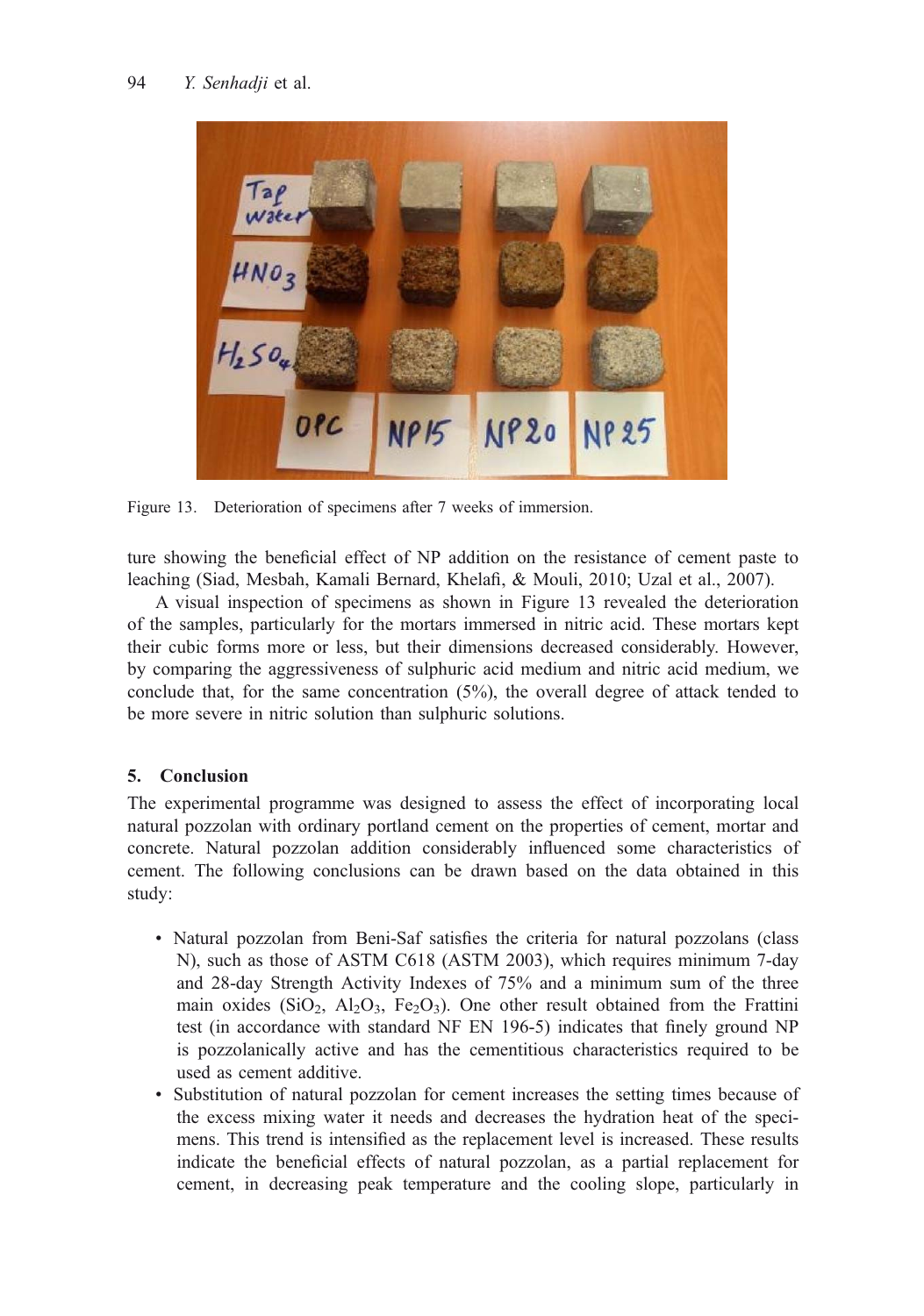Figure 13. Deterioration of specimens after 7 weeks of immersion.

ture showing the beneficial effect of NP addition on the resistance of cement paste to leaching (Siad, Mesbah, Kamali Bernard, Khelafi, & Mouli, 2010; Uzal et al., 2007).

A visual inspection of specimens as shown in Figure 13 revealed the deterioration of the samples, particularly for the mortars immersed in nitric acid. These mortars kept their cubic forms more or less, but their dimensions decreased considerably. However, by comparing the aggressiveness of sulphuric acid medium and nitric acid medium, we conclude that, for the same concentration (5%), the overall degree of attack tended to be more severe in nitric solution than sulphuric solutions.

## 5. Conclusion

The experimental programme was designed to assess the effect of incorporating local natural pozzolan with ordinary portland cement on the properties of cement, mortar and concrete. Natural pozzolan addition considerably influenced some characteristics of cement. The following conclusions can be drawn based on the data obtained in this study:

- Natural pozzolan from Beni-Saf satisfies the criteria for natural pozzolans (class N), such as those of ASTM C618 (ASTM 2003), which requires minimum 7-day and 28-day Strength Activity Indexes of 75% and a minimum sum of the three main oxides ($SiO_2$, $Al_2O_3$, $Fe_2O_3$). One other result obtained from the Frattini test (in accordance with standard NF EN 196-5) indicates that finely ground NP is pozzolanically active and has the cementitious characteristics required to be used as cement additive.
- Substitution of natural pozzolan for cement increases the setting times because of the excess mixing water it needs and decreases the hydration heat of the specimens. This trend is intensified as the replacement level is increased. These results indicate the beneficial effects of natural pozzolan, as a partial replacement for cement, in decreasing peak temperature and the cooling slope, particularly in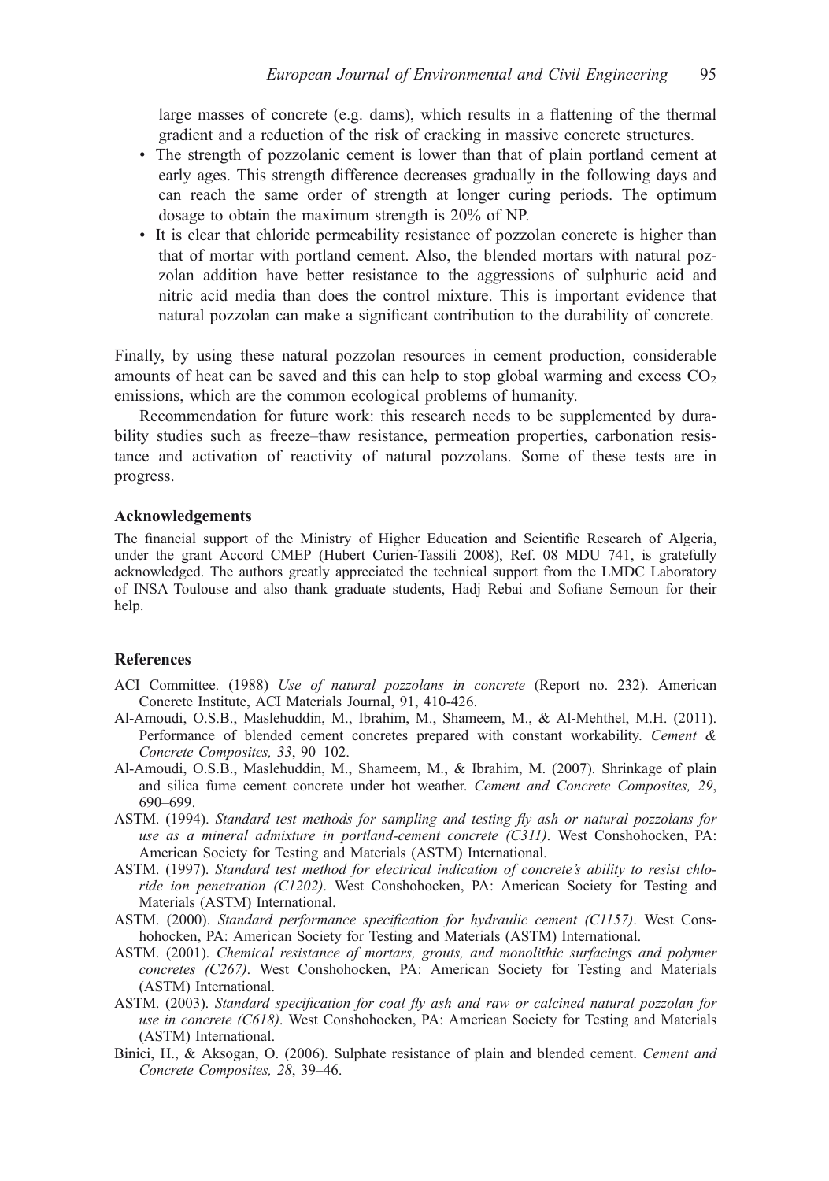large masses of concrete (e.g. dams), which results in a flattening of the thermal gradient and a reduction of the risk of cracking in massive concrete structures.

- The strength of pozzolanic cement is lower than that of plain portland cement at early ages. This strength difference decreases gradually in the following days and can reach the same order of strength at longer curing periods. The optimum dosage to obtain the maximum strength is 20% of NP.
- It is clear that chloride permeability resistance of pozzolan concrete is higher than that of mortar with portland cement. Also, the blended mortars with natural pozzolan addition have better resistance to the aggressions of sulphuric acid and nitric acid media than does the control mixture. This is important evidence that natural pozzolan can make a significant contribution to the durability of concrete.

Finally, by using these natural pozzolan resources in cement production, considerable amounts of heat can be saved and this can help to stop global warming and excess $CO_2$ emissions, which are the common ecological problems of humanity.

Recommendation for future work: this research needs to be supplemented by durability studies such as freeze–thaw resistance, permeation properties, carbonation resistance and activation of reactivity of natural pozzolans. Some of these tests are in progress.

## Acknowledgements

The financial support of the Ministry of Higher Education and Scientific Research of Algeria, under the grant Accord CMEP (Hubert Curien-Tassili 2008), Ref. 08 MDU 741, is gratefully acknowledged. The authors greatly appreciated the technical support from the LMDC Laboratory of INSA Toulouse and also thank graduate students, Hadj Rebai and Sofiane Semoun for their help.

## References

ACI Committee. (1988) *Use of natural pozzolans in concrete* (Report no. 232). American Concrete Institute, ACI Materials Journal, 91, 410-426.

Al-Amoudi, O.S.B., Maslehuddin, M., Ibrahim, M., Shameem, M., & Al-Mehthel, M.H. (2011). Performance of blended cement concretes prepared with constant workability. *Cement & Concrete Composites, 33*, 90–102.

Al-Amoudi, O.S.B., Maslehuddin, M., Shameem, M., & Ibrahim, M. (2007). Shrinkage of plain and silica fume cement concrete under hot weather. *Cement and Concrete Composites, 29*, 690–699.

ASTM. (1994). *Standard test methods for sampling and testing fly ash or natural pozzolans for use as a mineral admixture in portland-cement concrete (C311)*. West Conshohocken, PA: American Society for Testing and Materials (ASTM) International.

ASTM. (1997). *Standard test method for electrical indication of concrete's ability to resist chloride ion penetration (C1202)*. West Conshohocken, PA: American Society for Testing and Materials (ASTM) International.

ASTM. (2000). *Standard performance specification for hydraulic cement (C1157)*. West Conshohocken, PA: American Society for Testing and Materials (ASTM) International.

ASTM. (2001). *Chemical resistance of mortars, grouts, and monolithic surfacings and polymer concretes (C267)*. West Conshohocken, PA: American Society for Testing and Materials (ASTM) International.

ASTM. (2003). *Standard specification for coal fly ash and raw or calcined natural pozzolan for use in concrete (C618)*. West Conshohocken, PA: American Society for Testing and Materials (ASTM) International.

Binici, H., & Aksogan, O. (2006). Sulphate resistance of plain and blended cement. *Cement and Concrete Composites, 28*, 39–46.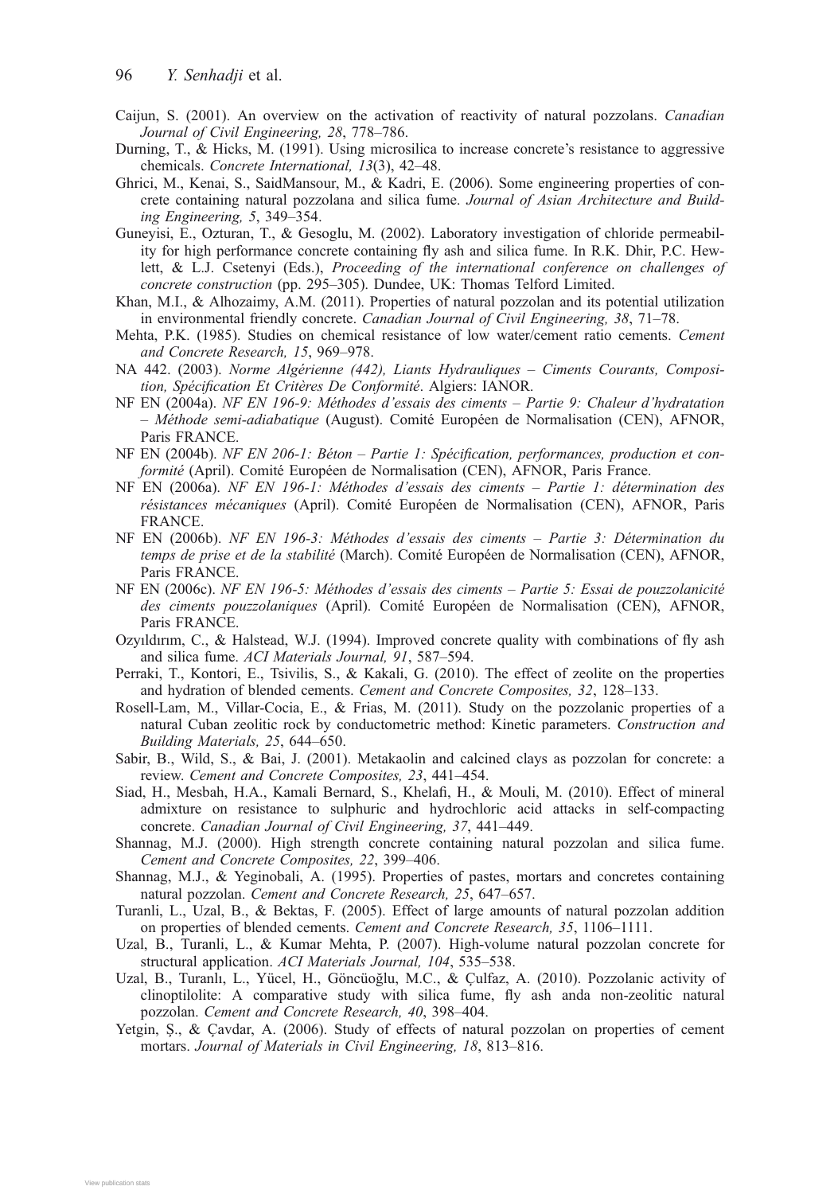Caijun, S. (2001). An overview on the activation of reactivity of natural pozzolans. *Canadian Journal of Civil Engineering, 28*, 778–786.

Durning, T., & Hicks, M. (1991). Using microsilica to increase concrete's resistance to aggressive chemicals. *Concrete International, 13*(3), 42–48.

Ghrici, M., Kenai, S., SaidMansour, M., & Kadri, E. (2006). Some engineering properties of concrete containing natural pozzolana and silica fume. *Journal of Asian Architecture and Building Engineering, 5*, 349–354.

Guneyisi, E., Ozturan, T., & Gesoglu, M. (2002). Laboratory investigation of chloride permeability for high performance concrete containing fly ash and silica fume. In R.K. Dhir, P.C. Hewlett, & L.J. Csetenyi (Eds.), *Proceeding of the international conference on challenges of concrete construction* (pp. 295–305). Dundee, UK: Thomas Telford Limited.

Khan, M.I., & Alhozaimy, A.M. (2011). Properties of natural pozzolan and its potential utilization in environmental friendly concrete. *Canadian Journal of Civil Engineering, 38*, 71–78.

Mehta, P.K. (1985). Studies on chemical resistance of low water/cement ratio cements. *Cement and Concrete Research, 15*, 969–978.

NA 442. (2003). *Norme Algérienne (442), Liants Hydrauliques – Ciments Courants, Composition, Spécification Et Critères De Conformité*. Algiers: IANOR.

NF EN (2004a). *NF EN 196-9: Méthodes d'essais des ciments – Partie 9: Chaleur d'hydratation – Méthode semi-adiabatique* (August). Comité Européen de Normalisation (CEN), AFNOR, Paris FRANCE.

NF EN (2004b). *NF EN 206-1: Béton – Partie 1: Spécification, performances, production et conformité* (April). Comité Européen de Normalisation (CEN), AFNOR, Paris France.

NF EN (2006a). *NF EN 196-1: Méthodes d'essais des ciments – Partie 1: détermination des résistances mécaniques* (April). Comité Européen de Normalisation (CEN), AFNOR, Paris FRANCE.

NF EN (2006b). *NF EN 196-3: Méthodes d'essais des ciments – Partie 3: Détermination du temps de prise et de la stabilité* (March). Comité Européen de Normalisation (CEN), AFNOR, Paris FRANCE.

NF EN (2006c). *NF EN 196-5: Méthodes d'essais des ciments – Partie 5: Essai de pouzzolanicité des ciments pouzzolaniques* (April). Comité Européen de Normalisation (CEN), AFNOR, Paris FRANCE.

Ozyıldırım, C., & Halstead, W.J. (1994). Improved concrete quality with combinations of fly ash and silica fume. *ACI Materials Journal, 91*, 587–594.

Perraki, T., Kontori, E., Tsivilis, S., & Kakali, G. (2010). The effect of zeolite on the properties and hydration of blended cements. *Cement and Concrete Composites, 32*, 128–133.

Rosell-Lam, M., Villar-Cocia, E., & Frias, M. (2011). Study on the pozzolanic properties of a natural Cuban zeolitic rock by conductometric method: Kinetic parameters. *Construction and Building Materials, 25*, 644–650.

Sabir, B., Wild, S., & Bai, J. (2001). Metakaolin and calcined clays as pozzolan for concrete: a review. *Cement and Concrete Composites, 23*, 441–454.

Siad, H., Mesbah, H.A., Kamali Bernard, S., Khelafi, H., & Mouli, M. (2010). Effect of mineral admixture on resistance to sulphuric and hydrochloric acid attacks in self-compacting concrete. *Canadian Journal of Civil Engineering, 37*, 441–449.

Shannag, M.J. (2000). High strength concrete containing natural pozzolan and silica fume. *Cement and Concrete Composites, 22*, 399–406.

Shannag, M.J., & Yeginobali, A. (1995). Properties of pastes, mortars and concretes containing natural pozzolan. *Cement and Concrete Research, 25*, 647–657.

Turanli, L., Uzal, B., & Bektas, F. (2005). Effect of large amounts of natural pozzolan addition on properties of blended cements. *Cement and Concrete Research, 35*, 1106–1111.

Uzal, B., Turanli, L., & Kumar Mehta, P. (2007). High-volume natural pozzolan concrete for structural application. *ACI Materials Journal, 104*, 535–538.

Uzal, B., Turanlı, L., Yücel, H., Göncüoğlu, M.C., & Çulfaz, A. (2010). Pozzolanic activity of clinoptilolite: A comparative study with silica fume, fly ash anda non-zeolitic natural pozzolan. *Cement and Concrete Research, 40*, 398–404.

Yetgin, Ş., & Çavdar, A. (2006). Study of effects of natural pozzolan on properties of cement mortars. *Journal of Materials in Civil Engineering, 18*, 813–816.